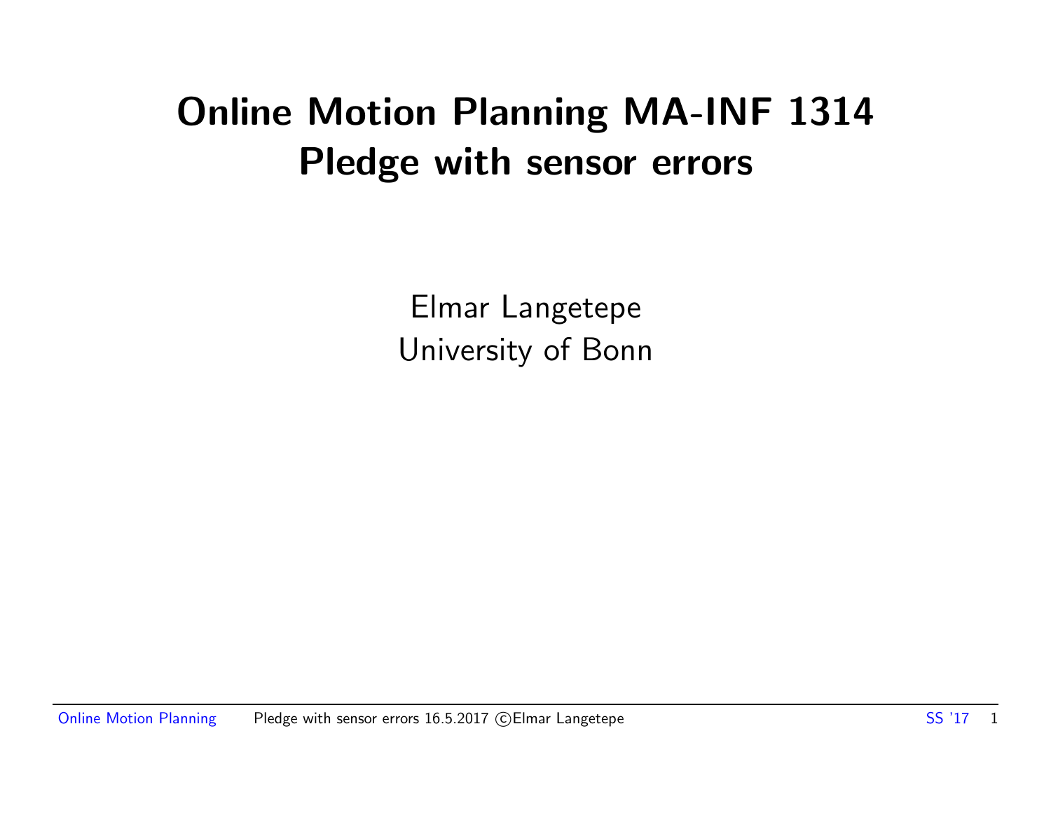# Online Motion Planning MA-INF 1314
# Pledge with sensor errors

Elmar Langetepe
University of Bonn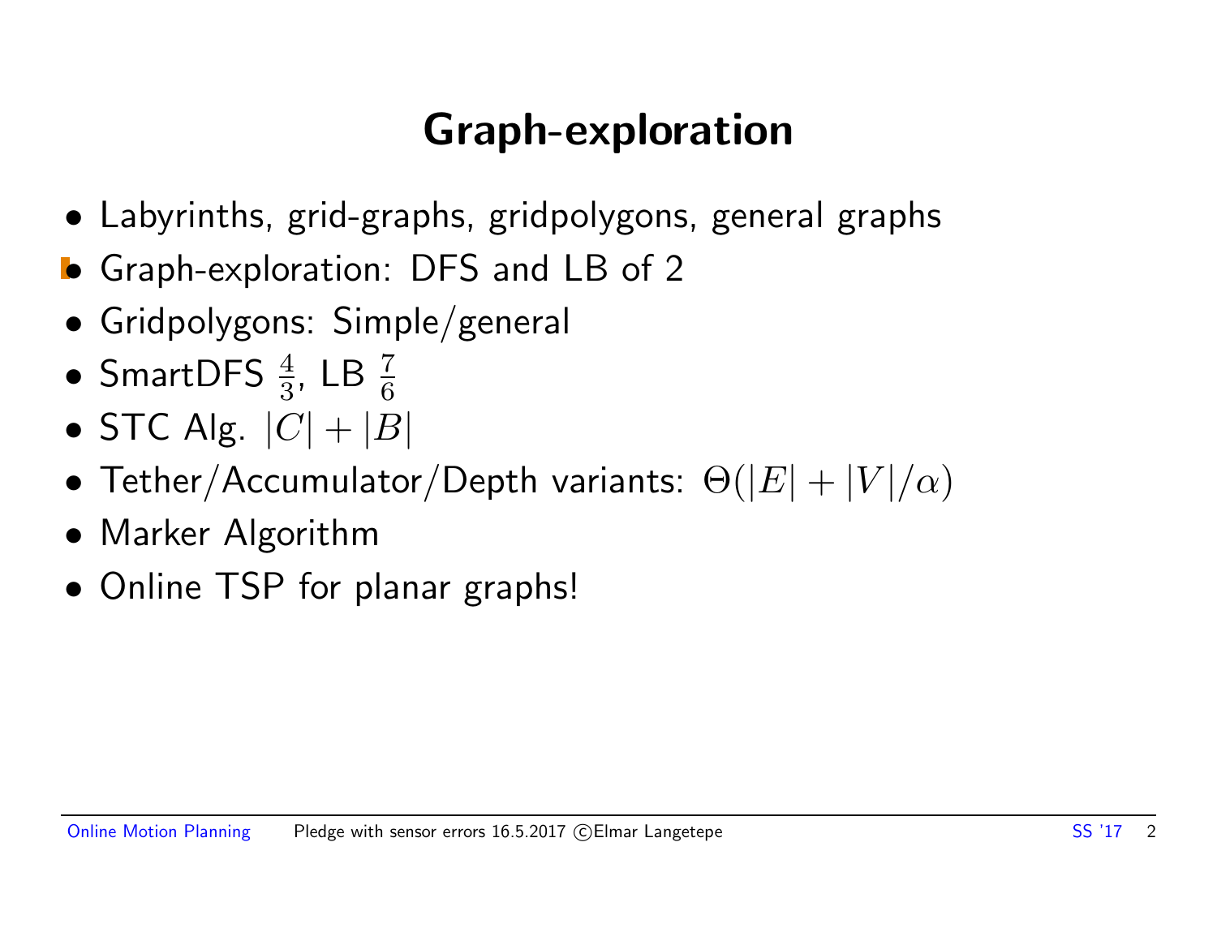# Graph-exploration

- Labyrinths, grid-graphs, gridpolygons, general graphs
- Graph-exploration: DFS and LB of 2
- Gridpolygons: Simple/general
- SmartDFS $\frac{4}{3}$, LB $\frac{7}{6}$
- STC Alg. $|C| + |B|$
- Tether/Accumulator/Depth variants: $\Theta(|E| + |V|/\alpha)$
- Marker Algorithm
- Online TSP for planar graphs!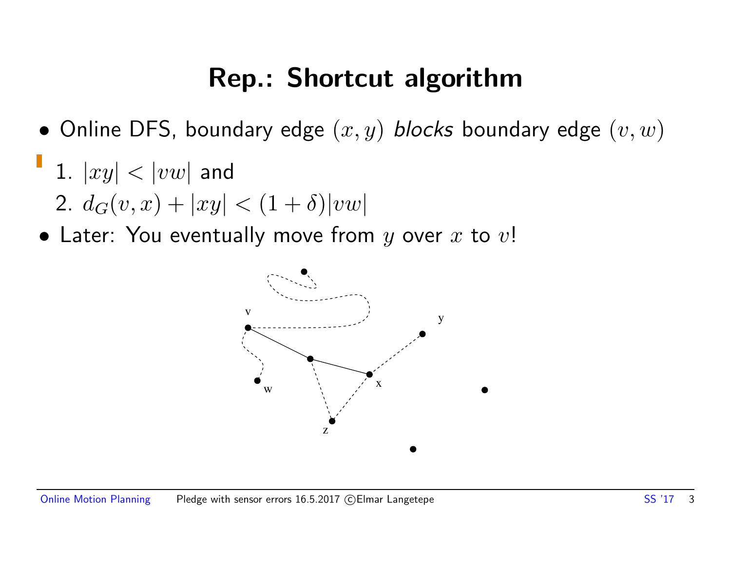# Rep.: Shortcut algorithm

- Online DFS, boundary edge $(x, y)$ *blocks* boundary edge $(v, w)$

  1. $|xy| < |vw|$ and
  2. $d_G(v, x) + |xy| < (1 + \delta)|vw|$

- Later: You eventually move from $y$ over $x$ to $v$!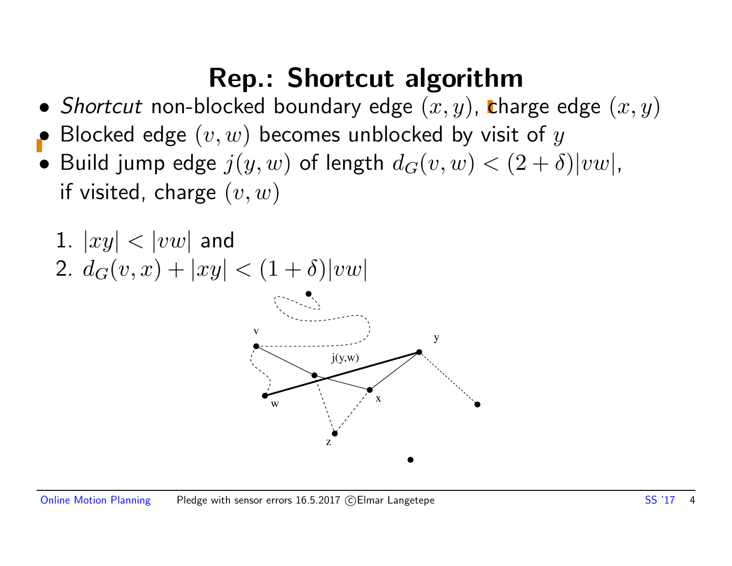# Rep.: Shortcut algorithm

- *Shortcut* non-blocked boundary edge $(x, y)$, charge edge $(x, y)$
- Blocked edge $(v, w)$ becomes unblocked by visit of $y$
- Build jump edge $j(y, w)$ of length $d_G(v, w) < (2 + \delta)|vw|$, if visited, charge $(v, w)$

1. $|xy| < |vw|$ and
2. $d_G(v, x) + |xy| < (1 + \delta)|vw|$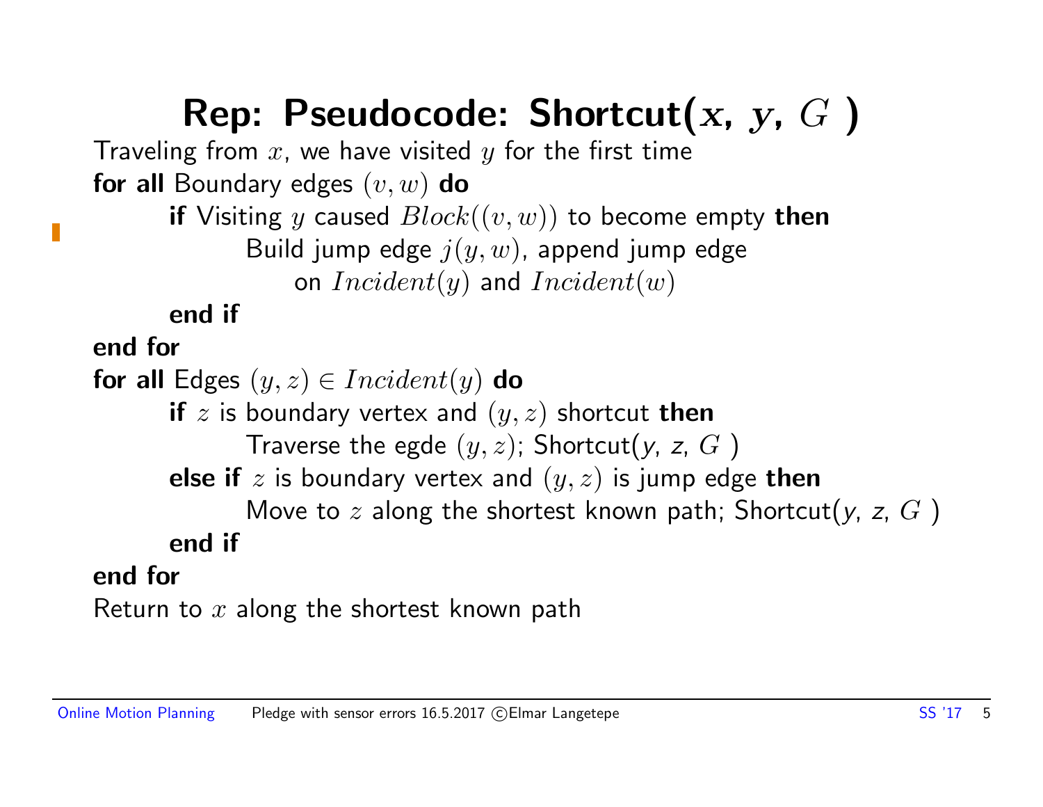# Rep: Pseudocode: Shortcut($x$, $y$, $G$ )

Traveling from $x$, we have visited $y$ for the first time

**for all** Boundary edges $(v, w)$ **do**

  **if** Visiting $y$ caused $Block((v, w))$ to become empty **then**

    Build jump edge $j(y, w)$, append jump edge on $Incident(y)$ and $Incident(w)$

  **end if**

**end for**

**for all** Edges $(y, z) \in Incident(y)$ **do**

  **if** $z$ is boundary vertex and $(y, z)$ shortcut **then**

    Traverse the egde $(y, z)$; Shortcut($y$, $z$, $G$ )

  **else if** $z$ is boundary vertex and $(y, z)$ is jump edge **then**

    Move to $z$ along the shortest known path; Shortcut($y$, $z$, $G$ )

  **end if**

**end for**

Return to $x$ along the shortest known path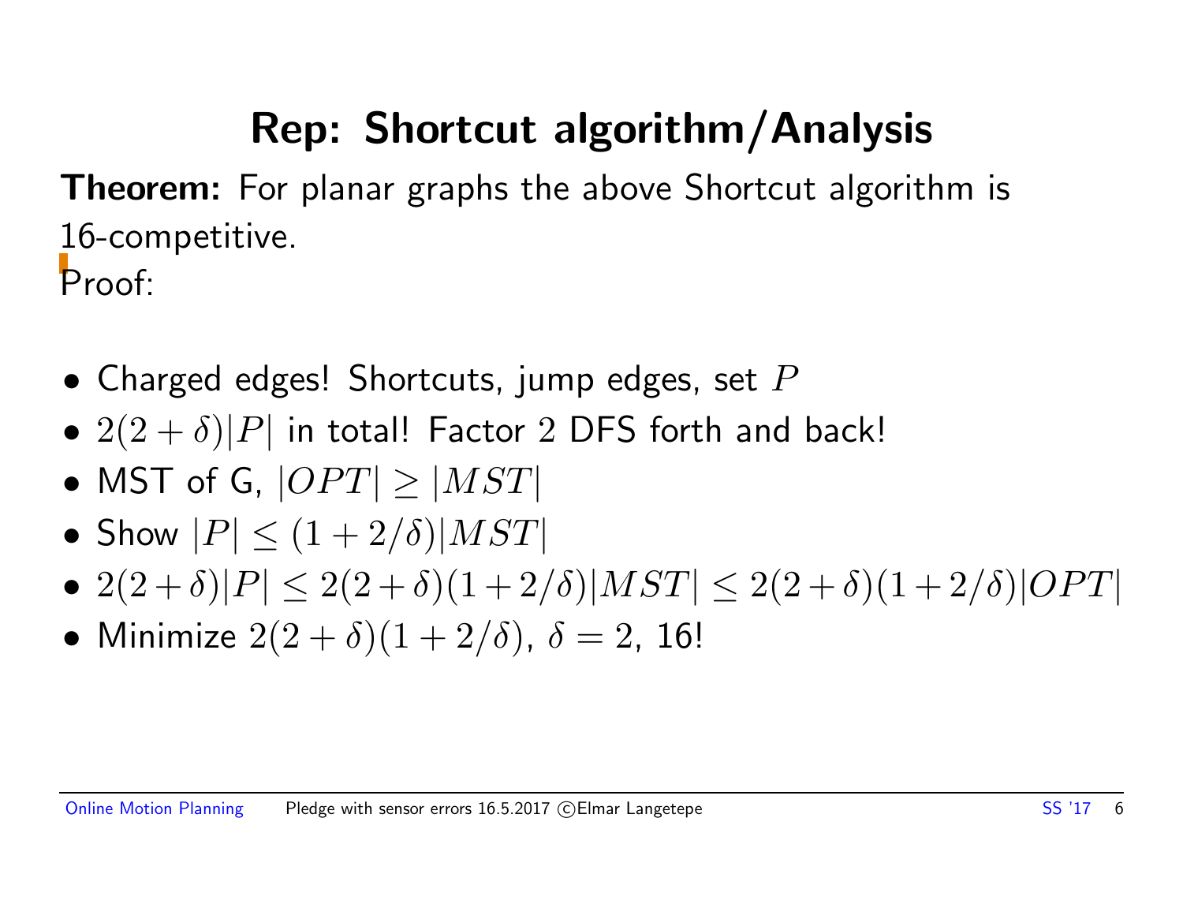# Rep: Shortcut algorithm/Analysis

**Theorem:** For planar graphs the above Shortcut algorithm is 16-competitive.

Proof:

- Charged edges! Shortcuts, jump edges, set $P$
- $2(2+\delta)|P|$ in total! Factor $2$ DFS forth and back!
- MST of G, $|OPT| \geq |MST|$
- Show $|P| \leq (1 + 2/\delta)|MST|$
- $2(2+\delta)|P| \leq 2(2+\delta)(1+2/\delta)|MST| \leq 2(2+\delta)(1+2/\delta)|OPT|$
- Minimize $2(2+\delta)(1+2/\delta)$, $\delta = 2$, 16!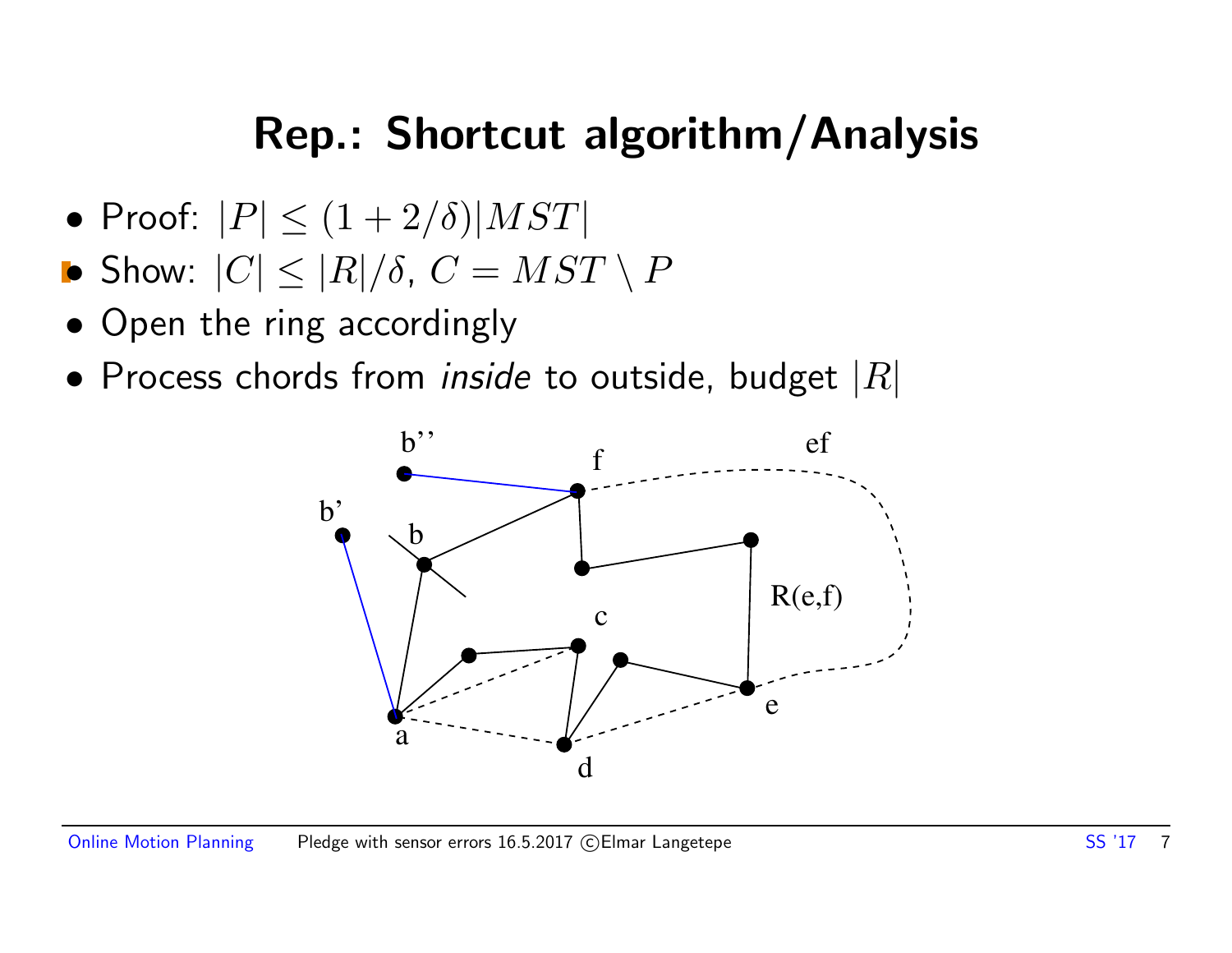# Rep.: Shortcut algorithm/Analysis

- Proof: $|P| \leq (1 + 2/\delta)|MST|$
- Show: $|C| \leq |R|/\delta$, $C = MST \setminus P$
- Open the ring accordingly
- Process chords from *inside* to outside, budget $|R|$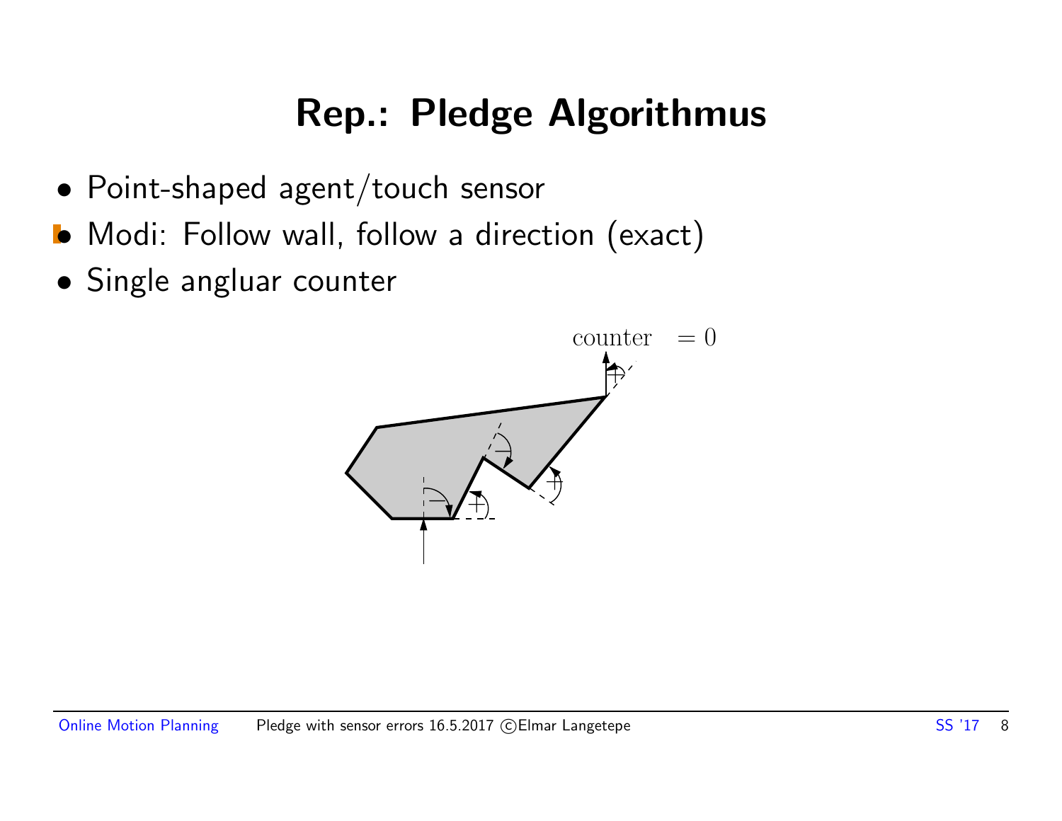# Rep.: Pledge Algorithmus

- Point-shaped agent/touch sensor
- Modi: Follow wall, follow a direction (exact)
- Single angluar counter

counter $= 0$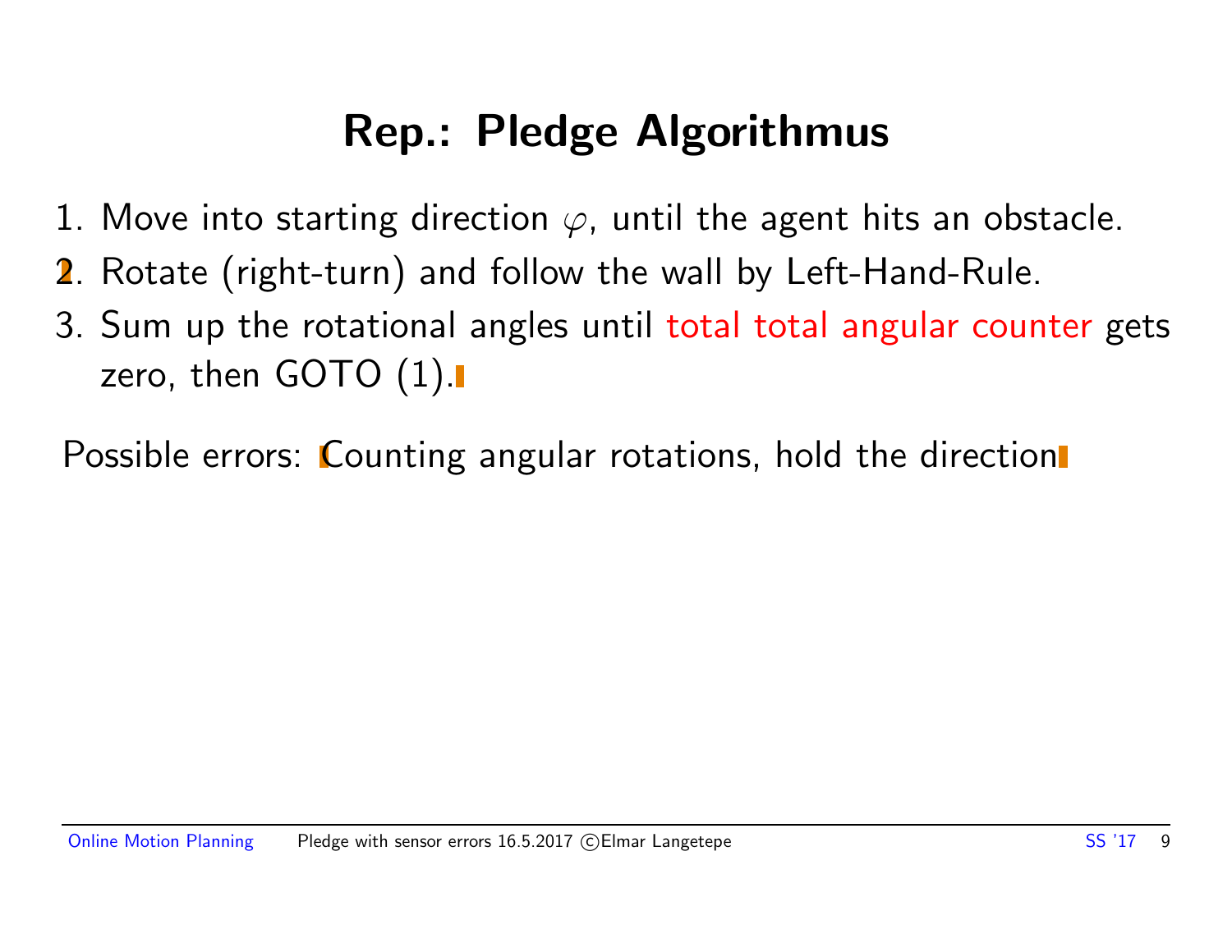# Rep.: Pledge Algorithmus

1. Move into starting direction $\varphi$, until the agent hits an obstacle.
2. Rotate (right-turn) and follow the wall by Left-Hand-Rule.
3. Sum up the rotational angles until total total angular counter gets zero, then GOTO (1).

Possible errors: Counting angular rotations, hold the direction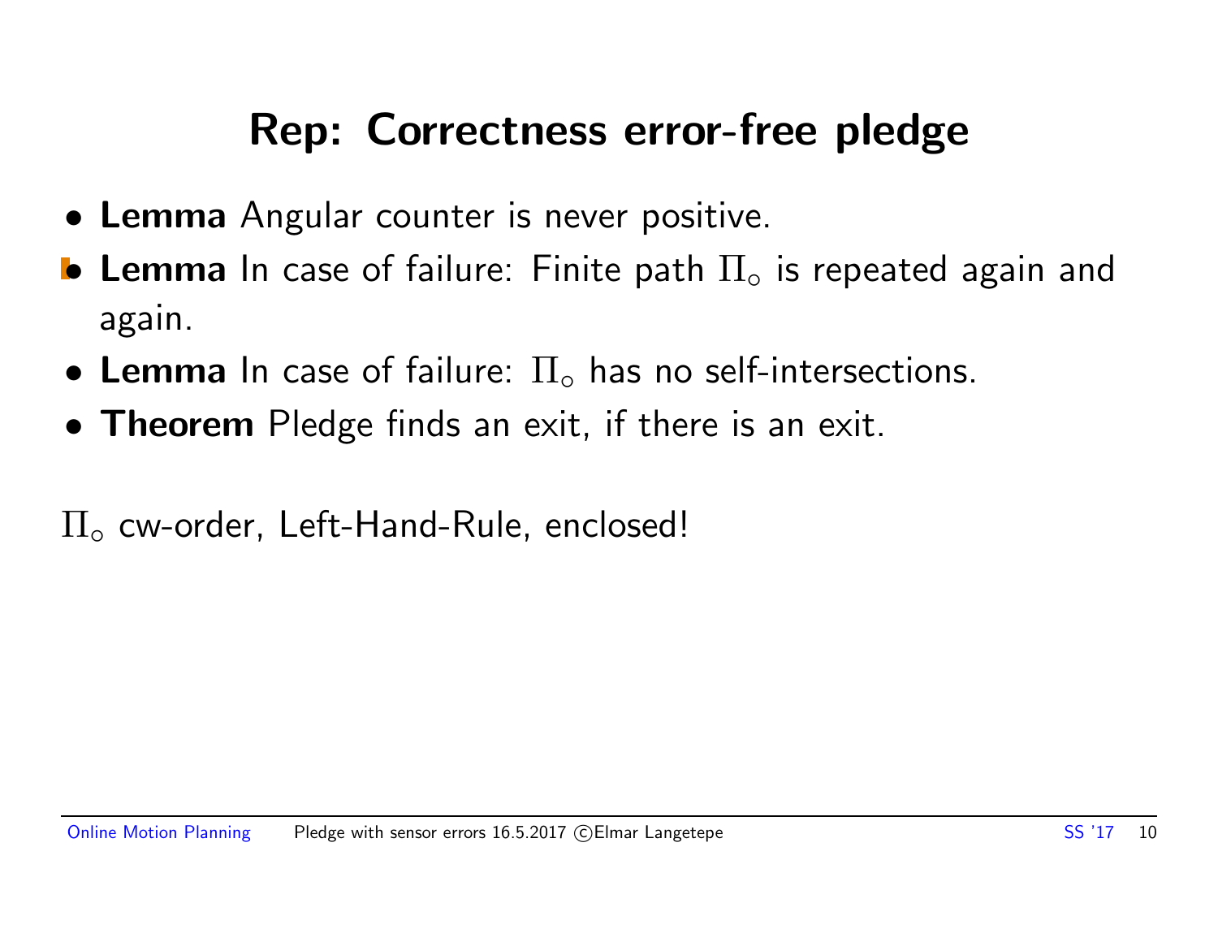# Rep: Correctness error-free pledge

- **Lemma** Angular counter is never positive.
- **Lemma** In case of failure: Finite path $\Pi_\circ$ is repeated again and again.
- **Lemma** In case of failure: $\Pi_\circ$ has no self-intersections.
- **Theorem** Pledge finds an exit, if there is an exit.

$\Pi_\circ$ cw-order, Left-Hand-Rule, enclosed!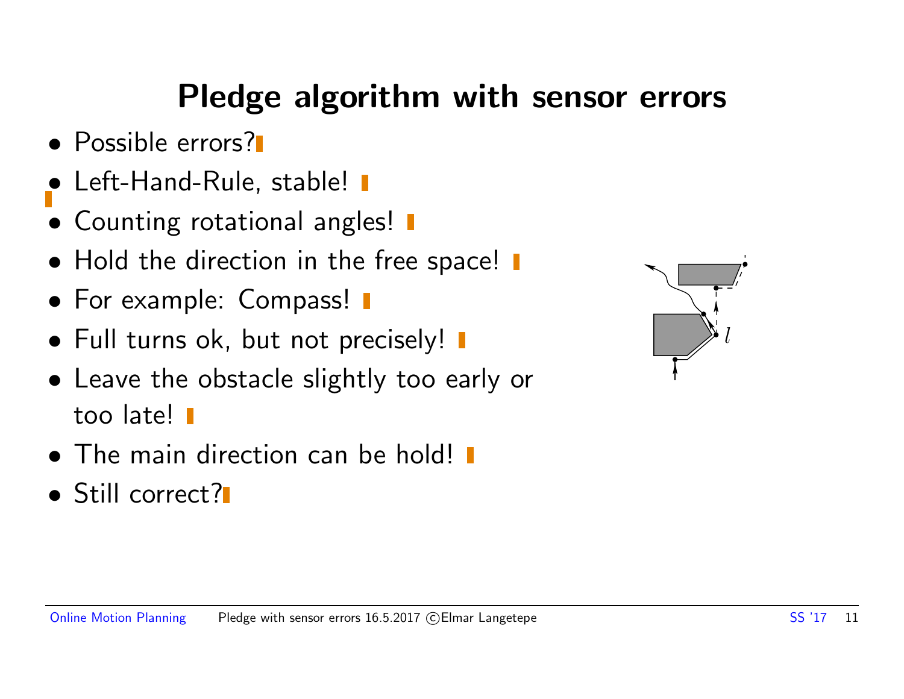# Pledge algorithm with sensor errors

- Possible errors?
- Left-Hand-Rule, stable!
- Counting rotational angles!
- Hold the direction in the free space!
- For example: Compass!
- Full turns ok, but not precisely!
- Leave the obstacle slightly too early or too late!
- The main direction can be hold!
- Still correct?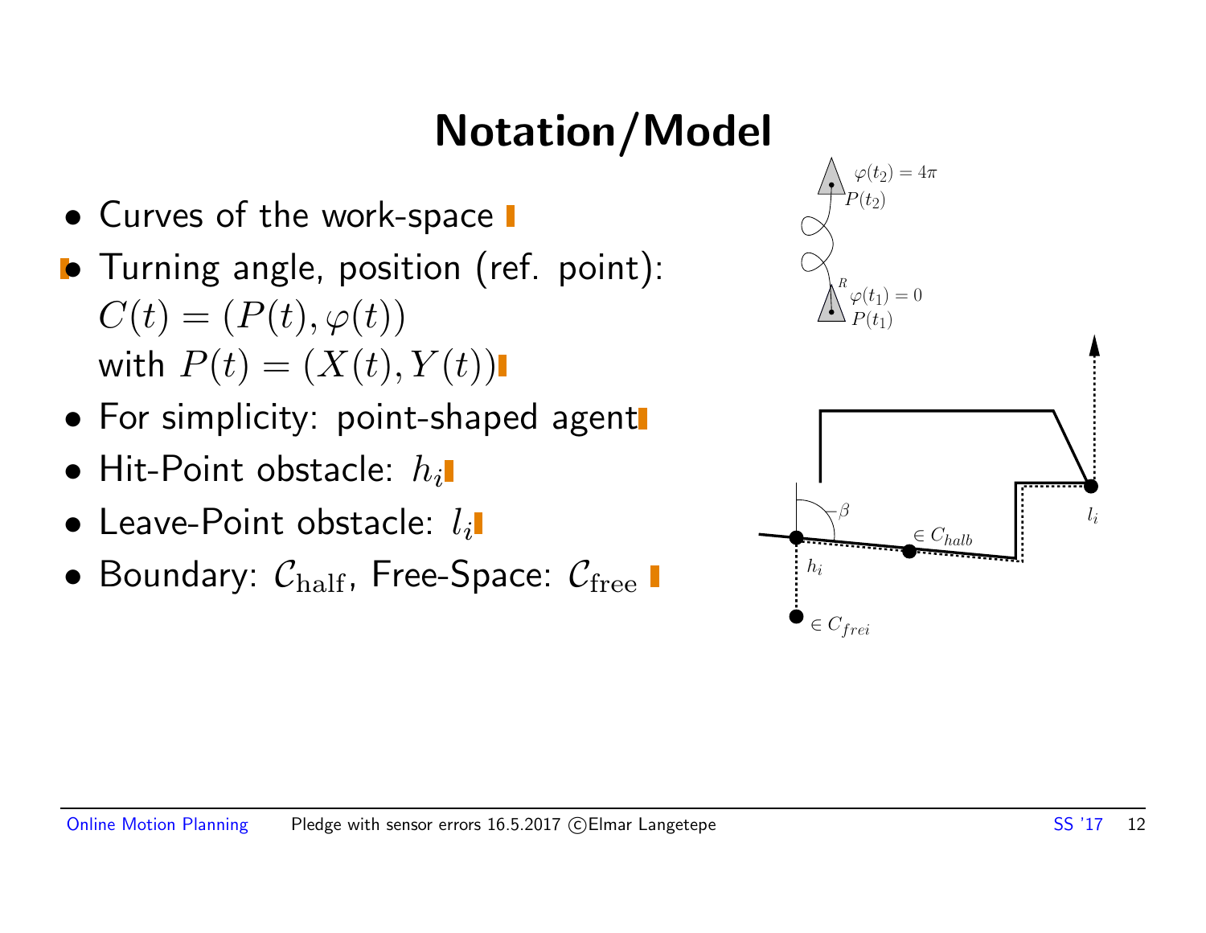# Notation/Model

- Curves of the work-space
- Turning angle, position (ref. point): $C(t) = (P(t), \varphi(t))$ with $P(t) = (X(t), Y(t))$
- For simplicity: point-shaped agent
- Hit-Point obstacle: $h_i$
- Leave-Point obstacle: $l_i$
- Boundary: $\mathcal{C}_{\text{half}}$, Free-Space: $\mathcal{C}_{\text{free}}$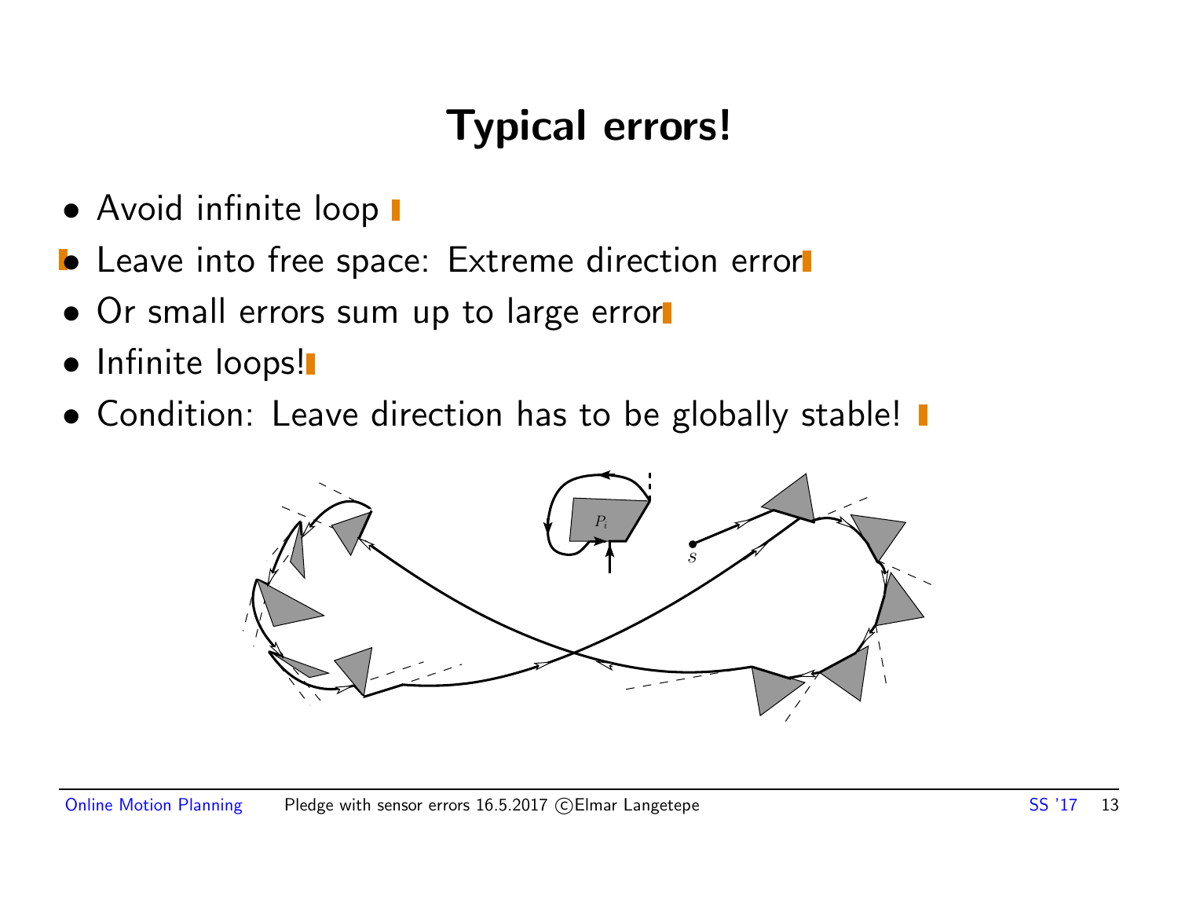# Typical errors!

- Avoid infinite loop
- Leave into free space: Extreme direction error
- Or small errors sum up to large error
- Infinite loops!
- Condition: Leave direction has to be globally stable!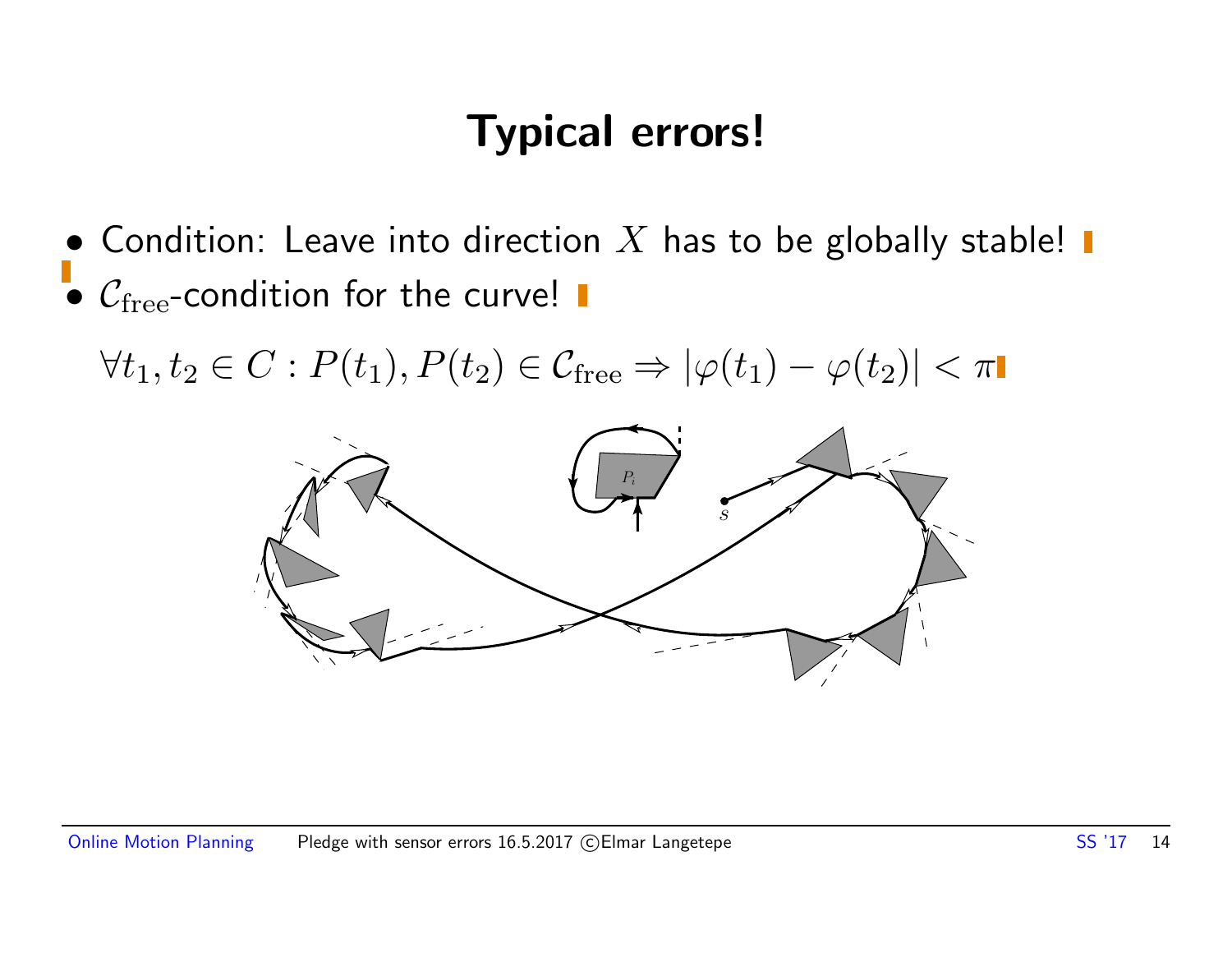# Typical errors!

- Condition: Leave into direction $X$ has to be globally stable!
- $\mathcal{C}_{\text{free}}$-condition for the curve!

$$\forall t_1, t_2 \in C : P(t_1), P(t_2) \in \mathcal{C}_{\text{free}} \Rightarrow |\varphi(t_1) - \varphi(t_2)| < \pi$$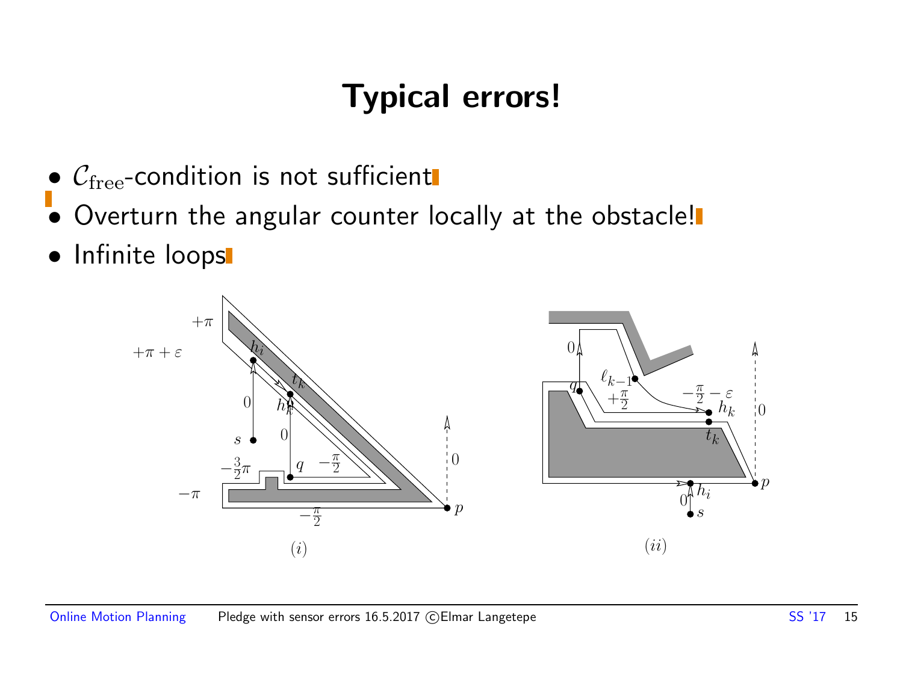# Typical errors!

- $\mathcal{C}_{\text{free}}$-condition is not sufficient
- Overturn the angular counter locally at the obstacle!
- Infinite loops

$(i)$ $(ii)$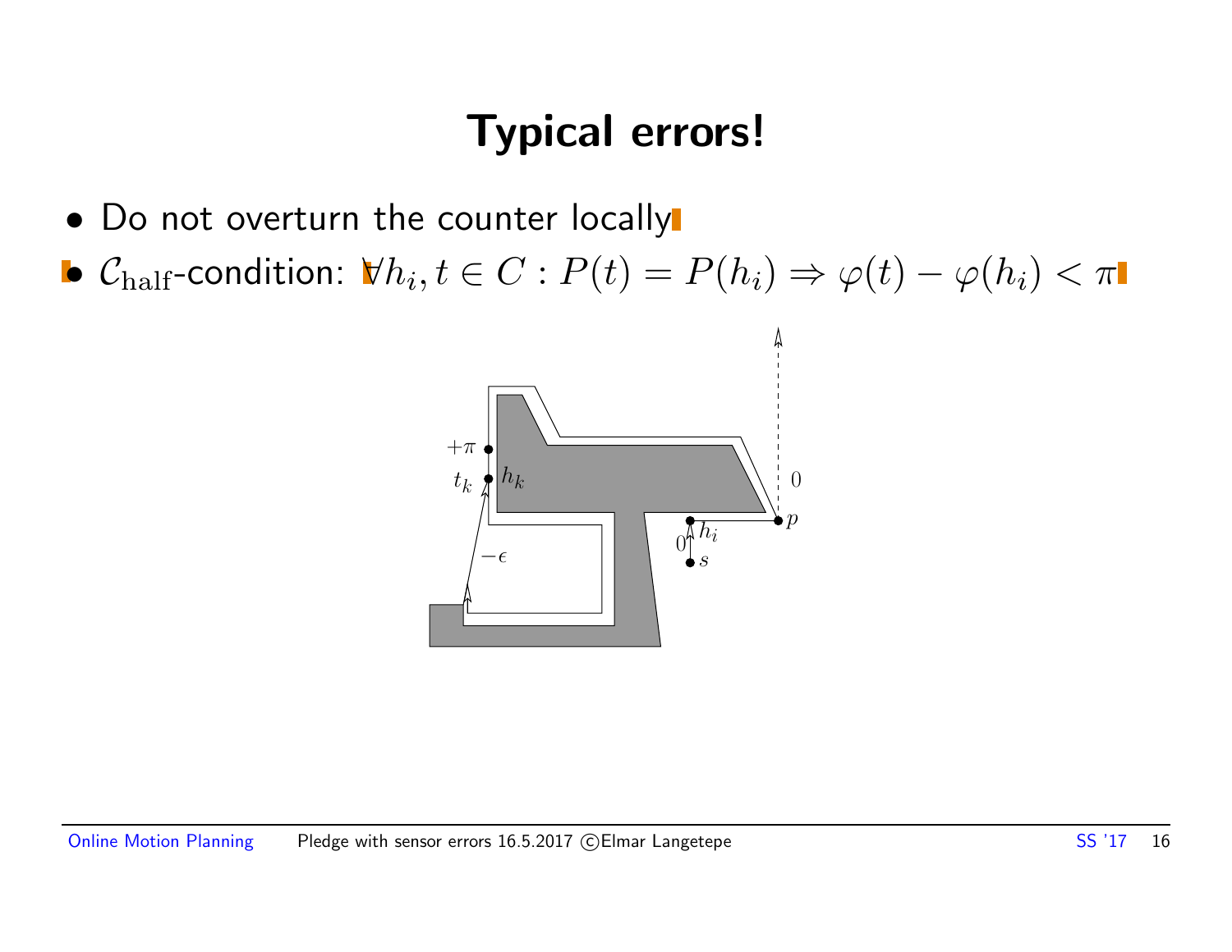# Typical errors!

- Do not overturn the counter locally
- $\mathcal{C}_{\text{half}}$-condition: $\forall h_i, t \in C : P(t) = P(h_i) \Rightarrow \varphi(t) - \varphi(h_i) < \pi$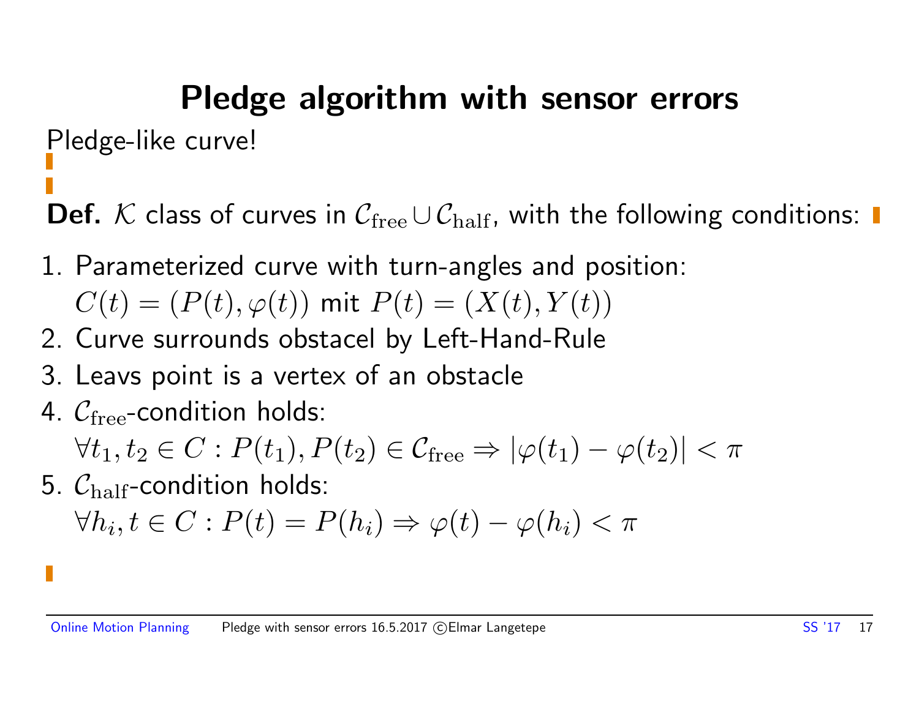# Pledge algorithm with sensor errors

Pledge-like curve!

**Def.** $\mathcal{K}$ class of curves in $\mathcal{C}_{\text{free}} \cup \mathcal{C}_{\text{half}}$, with the following conditions:

1. Parameterized curve with turn-angles and position: $C(t) = (P(t), \varphi(t))$ mit $P(t) = (X(t), Y(t))$
2. Curve surrounds obstacel by Left-Hand-Rule
3. Leavs point is a vertex of an obstacle
4. $\mathcal{C}_{\text{free}}$-condition holds: $\forall t_1, t_2 \in C : P(t_1), P(t_2) \in \mathcal{C}_{\text{free}} \Rightarrow |\varphi(t_1) - \varphi(t_2)| < \pi$
5. $\mathcal{C}_{\text{half}}$-condition holds: $\forall h_i, t \in C : P(t) = P(h_i) \Rightarrow \varphi(t) - \varphi(h_i) < \pi$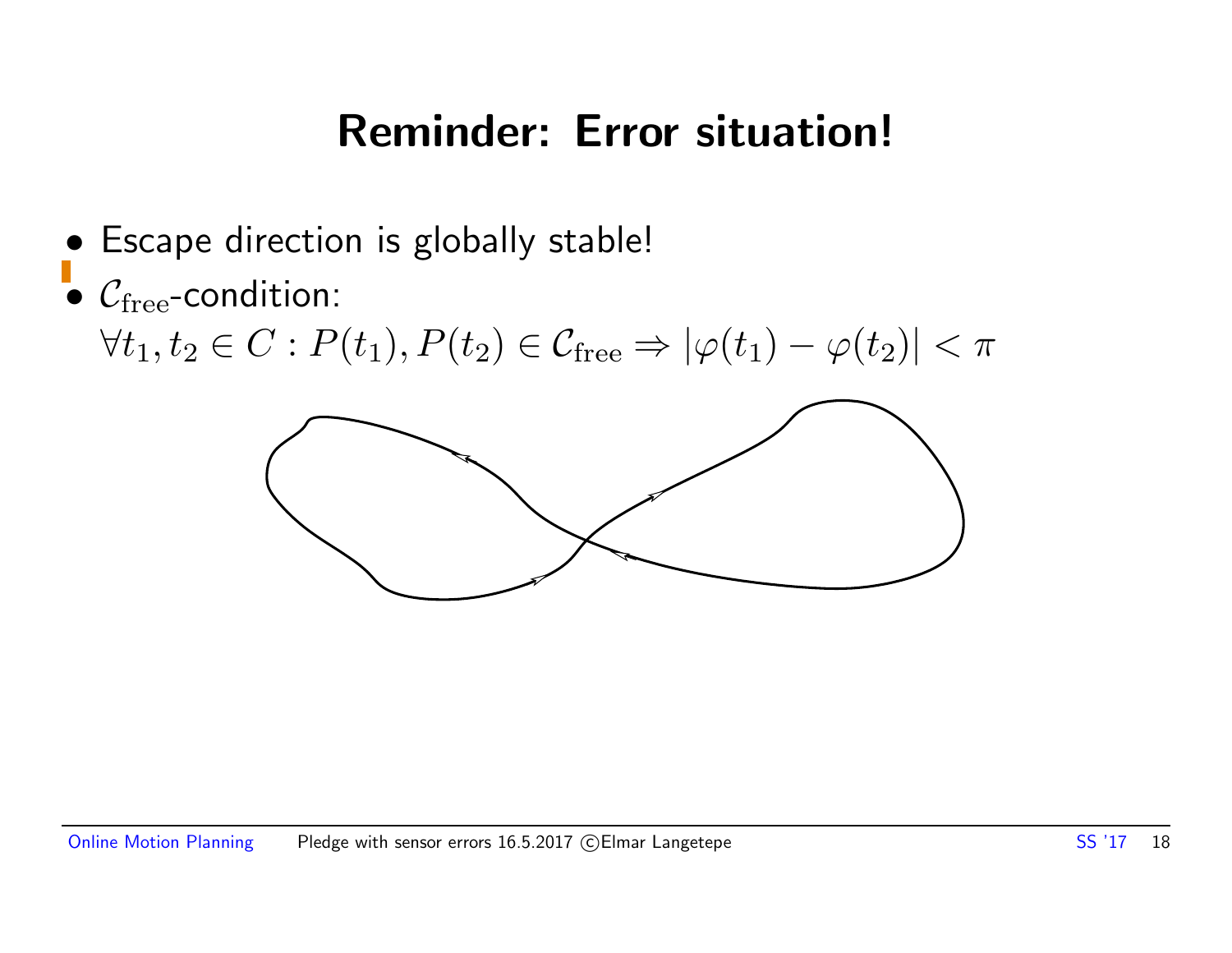# Reminder: Error situation!

- Escape direction is globally stable!
- $\mathcal{C}_{\text{free}}$-condition:
  $\forall t_1, t_2 \in C : P(t_1), P(t_2) \in \mathcal{C}_{\text{free}} \Rightarrow |\varphi(t_1) - \varphi(t_2)| < \pi$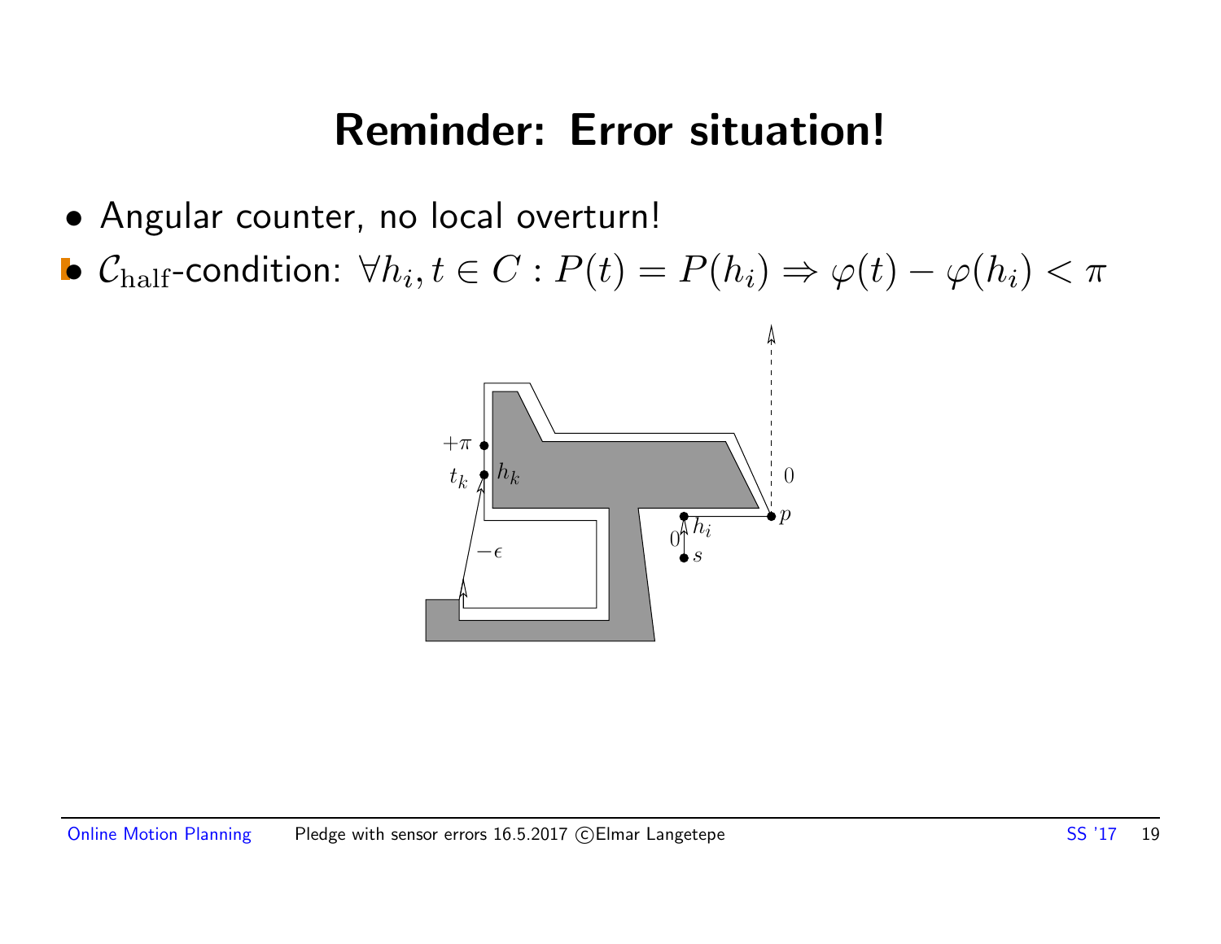# Reminder: Error situation!

- Angular counter, no local overturn!
- $\mathcal{C}_{\text{half}}$-condition: $\forall h_i, t \in C : P(t) = P(h_i) \Rightarrow \varphi(t) - \varphi(h_i) < \pi$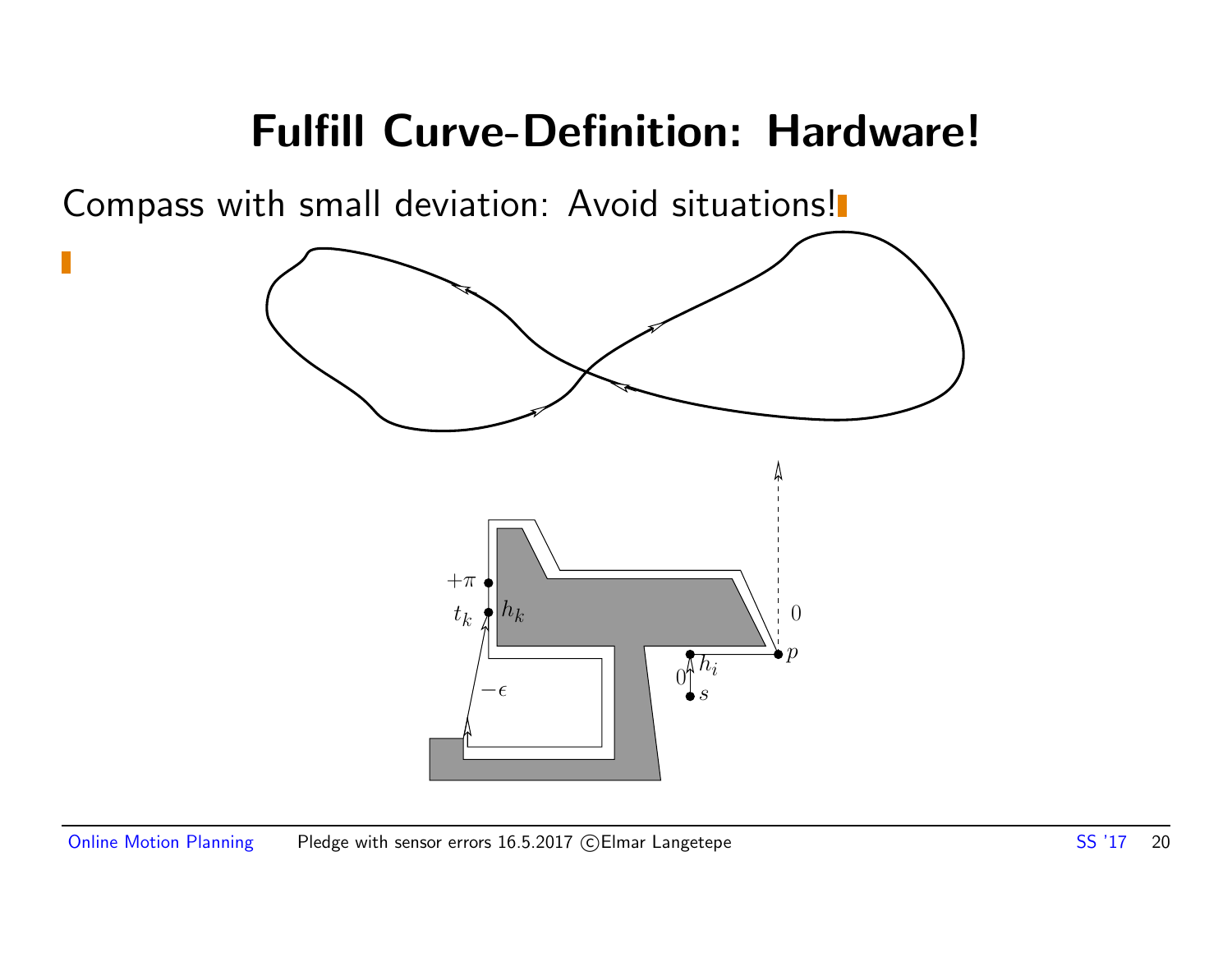# Fulfill Curve-Definition: Hardware!

Compass with small deviation: Avoid situations!

$+\pi$

$t_k$ $h_k$

$0$

$p$

$0$ $h_i$

$s$

$-\epsilon$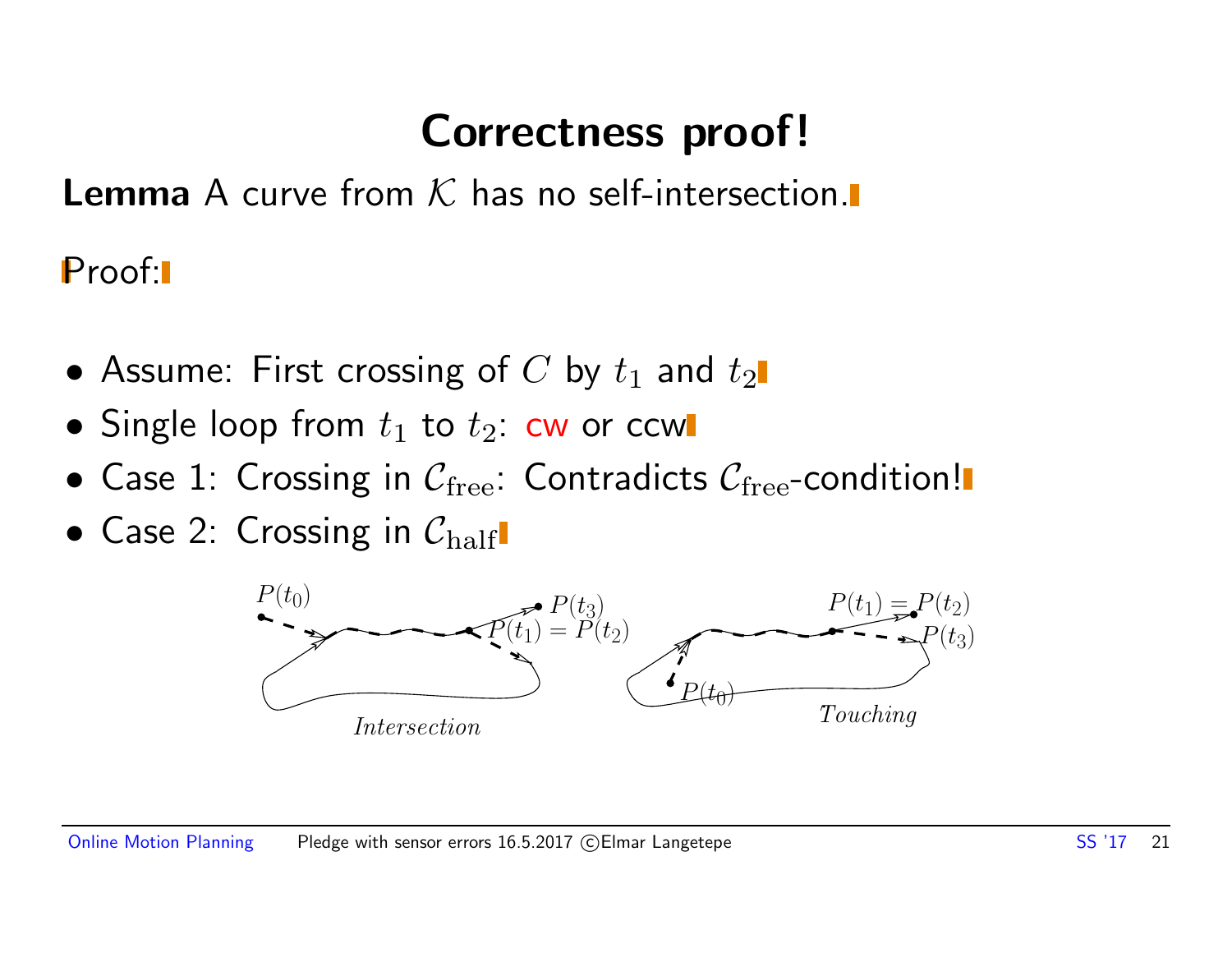# Correctness proof!

**Lemma** A curve from $\mathcal{K}$ has no self-intersection.

Proof:

- Assume: First crossing of $C$ by $t_1$ and $t_2$
- Single loop from $t_1$ to $t_2$: cw or ccw
- Case 1: Crossing in $\mathcal{C}_{\text{free}}$: Contradicts $\mathcal{C}_{\text{free}}$-condition!
- Case 2: Crossing in $\mathcal{C}_{\text{half}}$

$P(t_0)$ $P(t_3)$ $P(t_1) = P(t_2)$ *Intersection*

$P(t_1) = P(t_2)$ $P(t_3)$ $P(t_0)$ *Touching*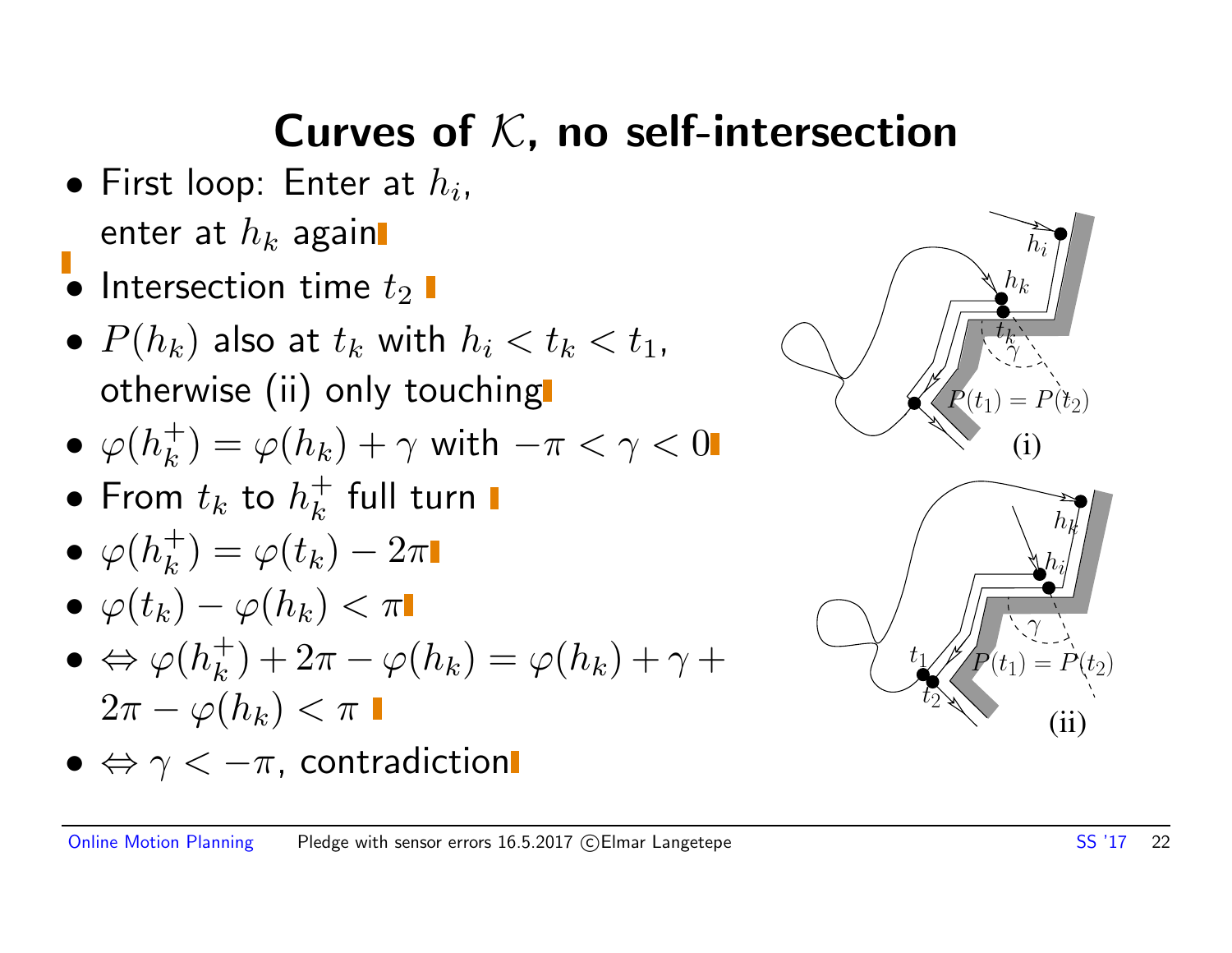# Curves of $\mathcal{K}$, no self-intersection

- First loop: Enter at $h_i$, enter at $h_k$ again
- Intersection time $t_2$
- $P(h_k)$ also at $t_k$ with $h_i < t_k < t_1$, otherwise (ii) only touching
- $\varphi(h_k^+) = \varphi(h_k) + \gamma$ with $-\pi < \gamma < 0$
- From $t_k$ to $h_k^+$ full turn
- $\varphi(h_k^+) = \varphi(t_k) - 2\pi$
- $\varphi(t_k) - \varphi(h_k) < \pi$
- $\Leftrightarrow \varphi(h_k^+) + 2\pi - \varphi(h_k) = \varphi(h_k) + \gamma + 2\pi - \varphi(h_k) < \pi$
- $\Leftrightarrow \gamma < -\pi$, contradiction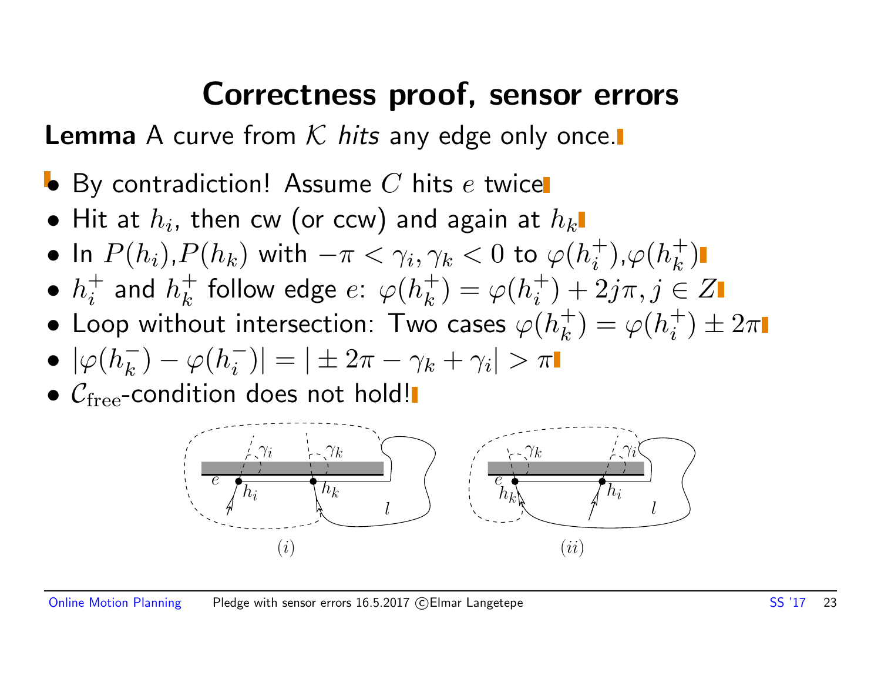# Correctness proof, sensor errors

**Lemma** A curve from $\mathcal{K}$ *hits* any edge only once.

- By contradiction! Assume $C$ hits $e$ twice
- Hit at $h_i$, then cw (or ccw) and again at $h_k$
- In $P(h_i)$,$P(h_k)$ with $-\pi < \gamma_i, \gamma_k < 0$ to $\varphi(h_i^+)$,$\varphi(h_k^+)$
- $h_i^+$ and $h_k^+$ follow edge $e$: $\varphi(h_k^+) = \varphi(h_i^+) + 2j\pi, j \in Z$
- Loop without intersection: Two cases $\varphi(h_k^+) = \varphi(h_i^+) \pm 2\pi$
- $|\varphi(h_k^-) - \varphi(h_i^-)| = | \pm 2\pi - \gamma_k + \gamma_i| > \pi$
- $\mathcal{C}_{\text{free}}$-condition does not hold!

(i) (ii)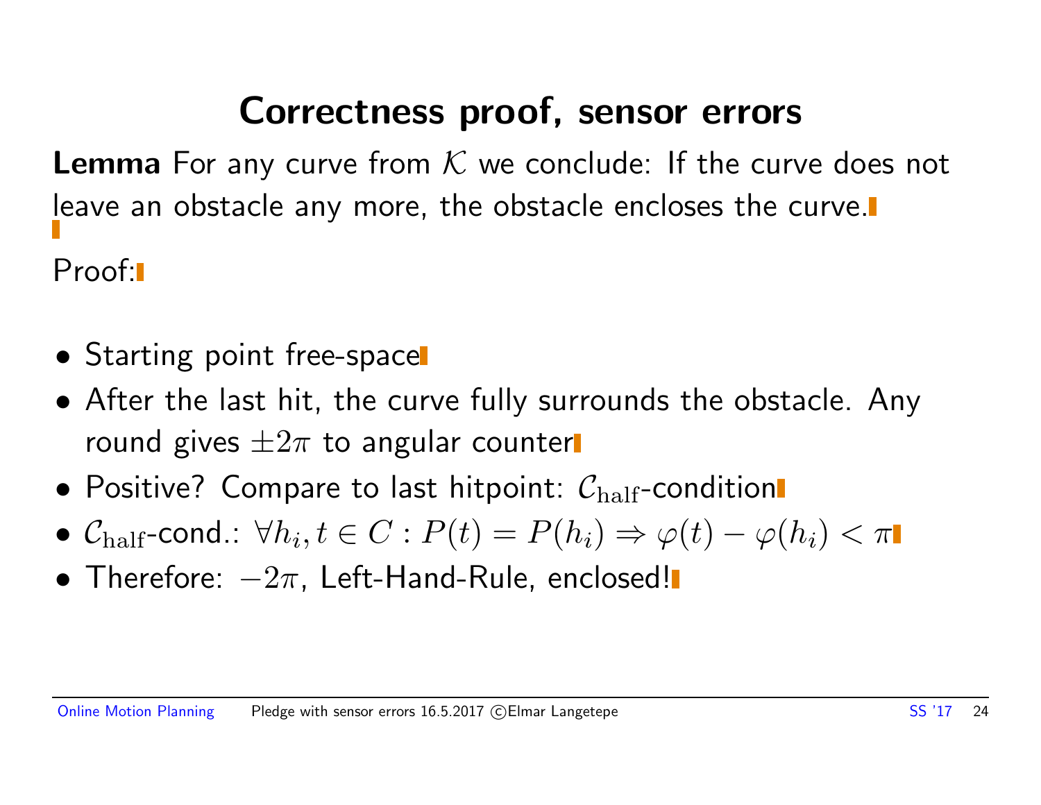# Correctness proof, sensor errors

**Lemma** For any curve from $\mathcal{K}$ we conclude: If the curve does not leave an obstacle any more, the obstacle encloses the curve.

Proof:

- Starting point free-space
- After the last hit, the curve fully surrounds the obstacle. Any round gives $\pm 2\pi$ to angular counter
- Positive? Compare to last hitpoint: $\mathcal{C}_{\text{half}}$-condition
- $\mathcal{C}_{\text{half}}$-cond.: $\forall h_i, t \in C : P(t) = P(h_i) \Rightarrow \varphi(t) - \varphi(h_i) < \pi$
- Therefore: $-2\pi$, Left-Hand-Rule, enclosed!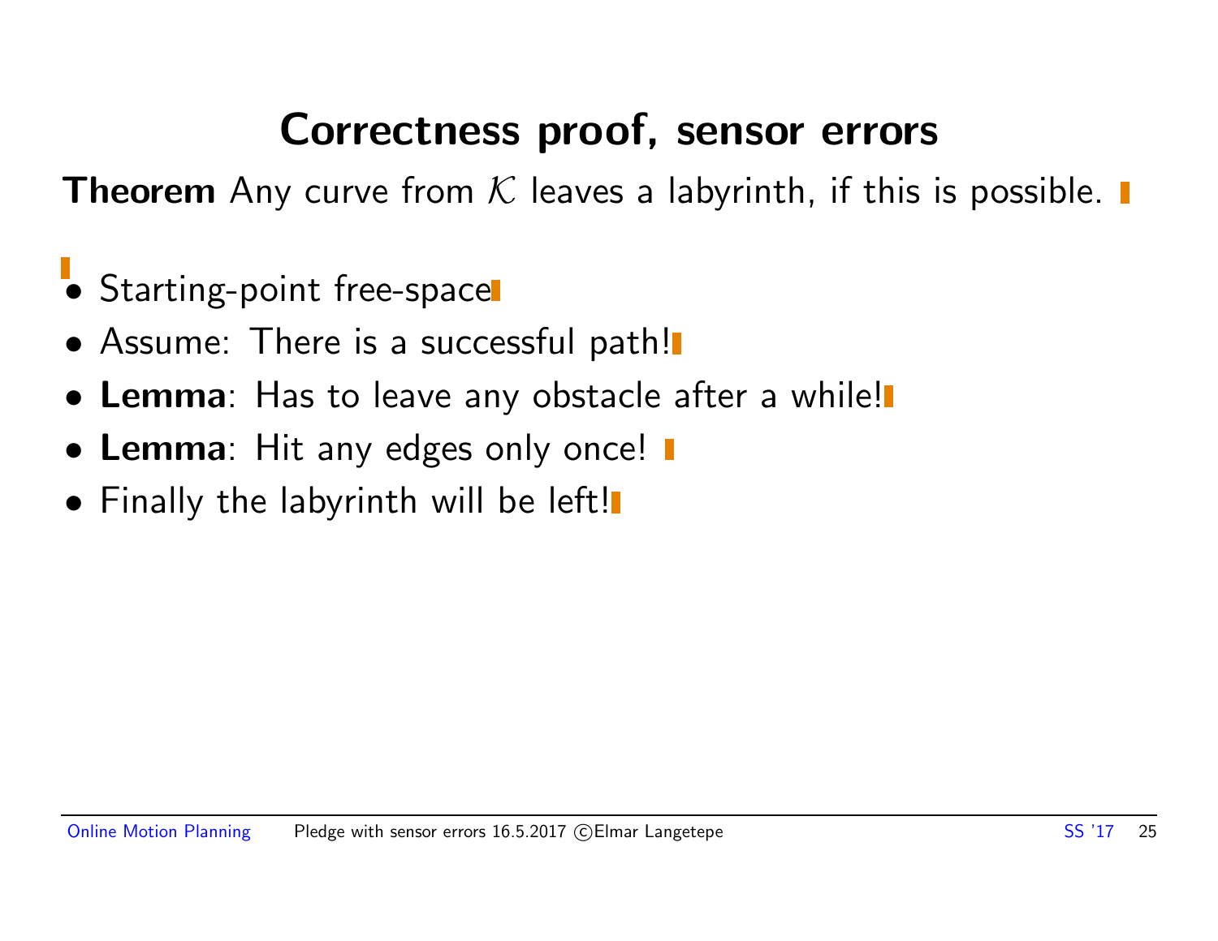# Correctness proof, sensor errors

**Theorem** Any curve from $\mathcal{K}$ leaves a labyrinth, if this is possible.

- Starting-point free-space
- Assume: There is a successful path!
- **Lemma**: Has to leave any obstacle after a while!
- **Lemma**: Hit any edges only once!
- Finally the labyrinth will be left!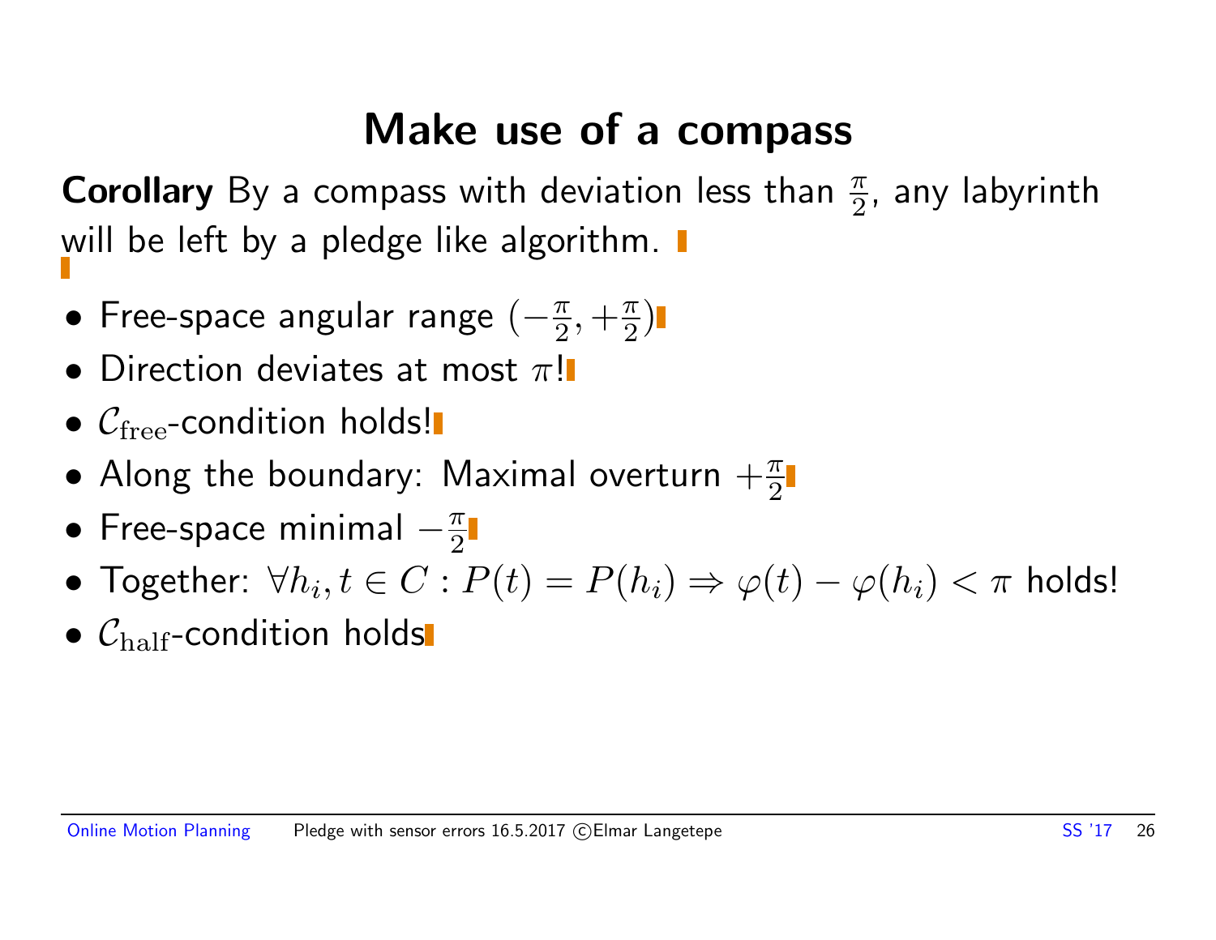# Make use of a compass

**Corollary** By a compass with deviation less than $\frac{\pi}{2}$, any labyrinth will be left by a pledge like algorithm.

- Free-space angular range $(-\frac{\pi}{2}, +\frac{\pi}{2})$
- Direction deviates at most $\pi$!
- $\mathcal{C}_{\mathrm{free}}$-condition holds!
- Along the boundary: Maximal overturn $+\frac{\pi}{2}$
- Free-space minimal $-\frac{\pi}{2}$
- Together: $\forall h_i, t \in C : P(t) = P(h_i) \Rightarrow \varphi(t) - \varphi(h_i) < \pi$ holds!
- $\mathcal{C}_{\mathrm{half}}$-condition holds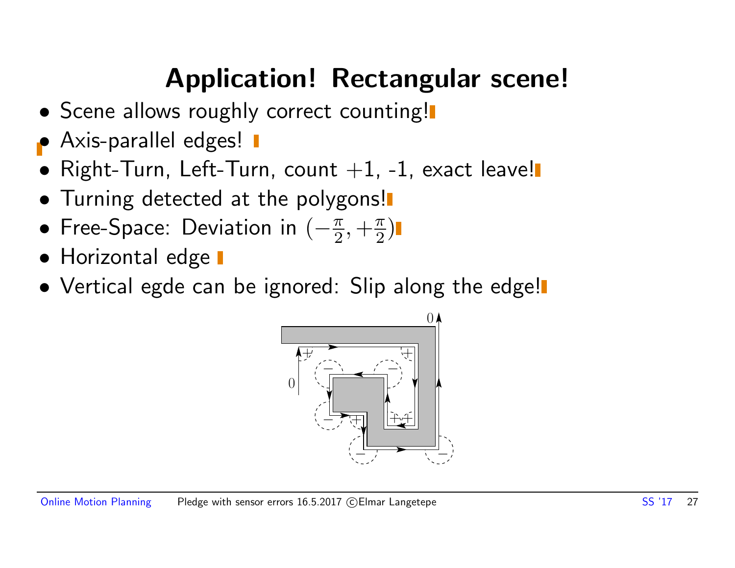# Application! Rectangular scene!

- Scene allows roughly correct counting!
- Axis-parallel edges!
- Right-Turn, Left-Turn, count +1, -1, exact leave!
- Turning detected at the polygons!
- Free-Space: Deviation in $(-\frac{\pi}{2}, +\frac{\pi}{2})$
- Horizontal edge
- Vertical egde can be ignored: Slip along the edge!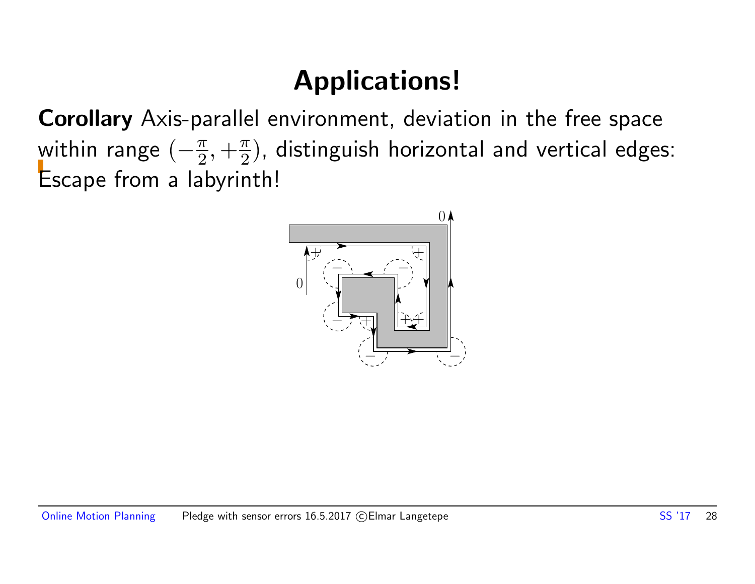# Applications!

**Corollary** Axis-parallel environment, deviation in the free space within range $(-\frac{\pi}{2}, +\frac{\pi}{2})$, distinguish horizontal and vertical edges: Escape from a labyrinth!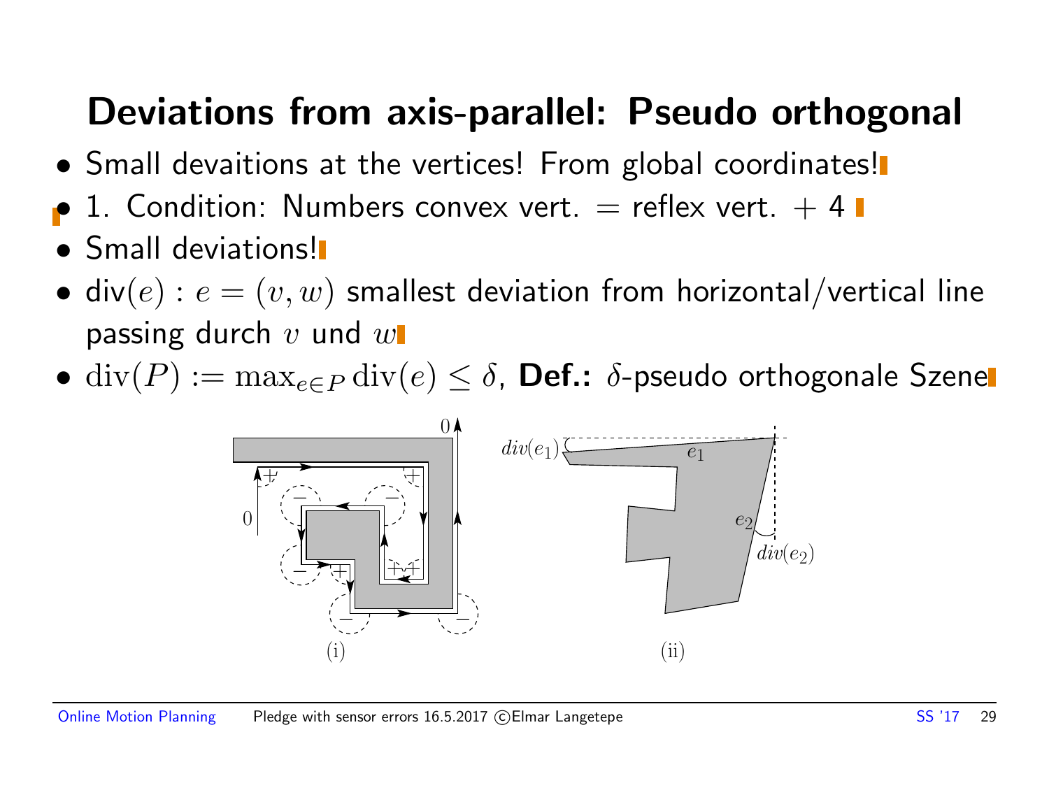# Deviations from axis-parallel: Pseudo orthogonal

- Small devaitions at the vertices! From global coordinates!
- 1. Condition: Numbers convex vert. = reflex vert. + 4
- Small deviations!
- div$(e)$ : $e = (v, w)$ smallest deviation from horizontal/vertical line passing durch $v$ und $w$
- $\text{div}(P) := \max_{e \in P} \text{div}(e) \leq \delta$, **Def.:** $\delta$-pseudo orthogonale Szene

(i) (ii)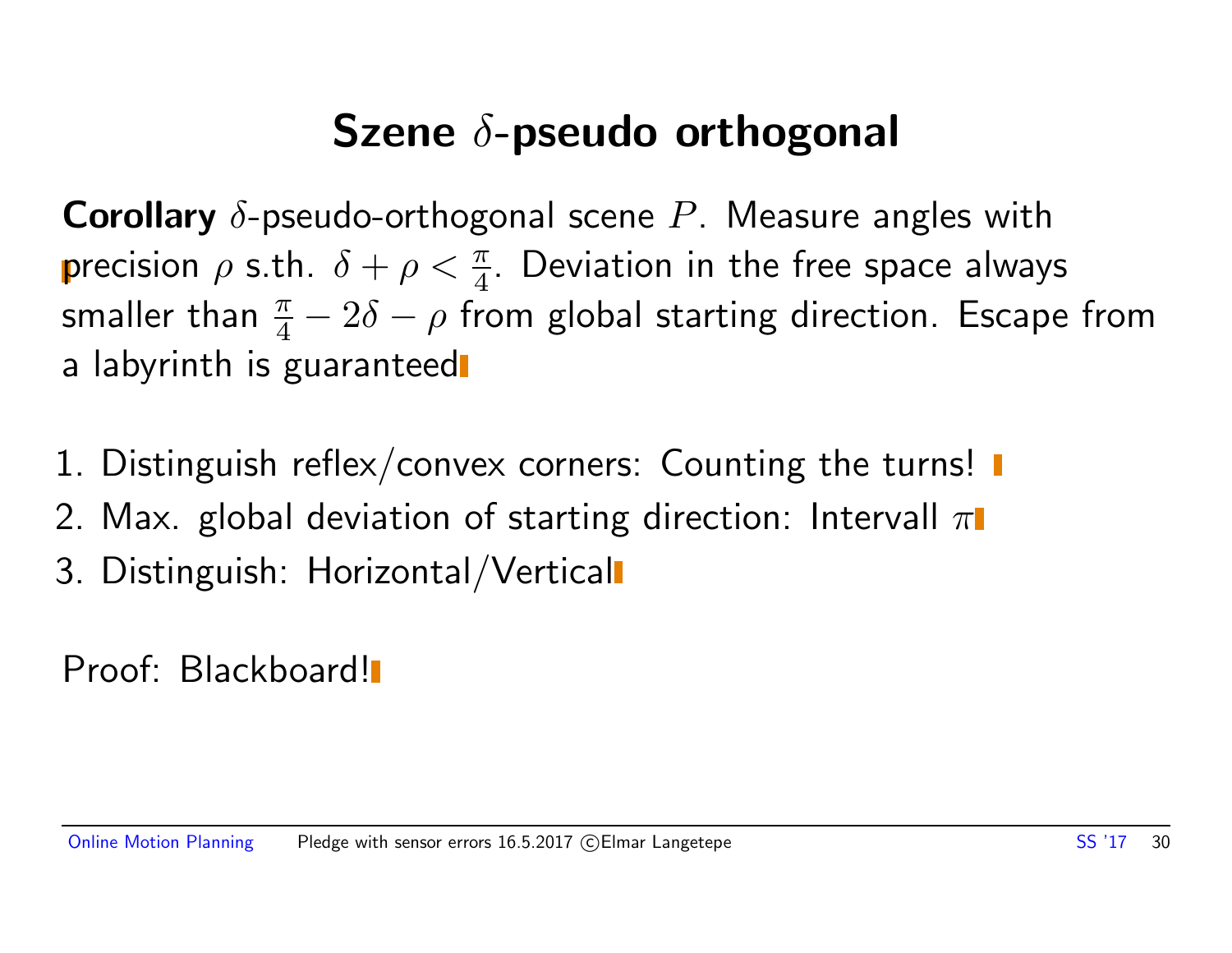# Szene $\delta$-pseudo orthogonal

**Corollary** $\delta$-pseudo-orthogonal scene $P$. Measure angles with precision $\rho$ s.th. $\delta + \rho < \frac{\pi}{4}$. Deviation in the free space always smaller than $\frac{\pi}{4} - 2\delta - \rho$ from global starting direction. Escape from a labyrinth is guaranteed

1. Distinguish reflex/convex corners: Counting the turns!
2. Max. global deviation of starting direction: Intervall $\pi$
3. Distinguish: Horizontal/Vertical

Proof: Blackboard!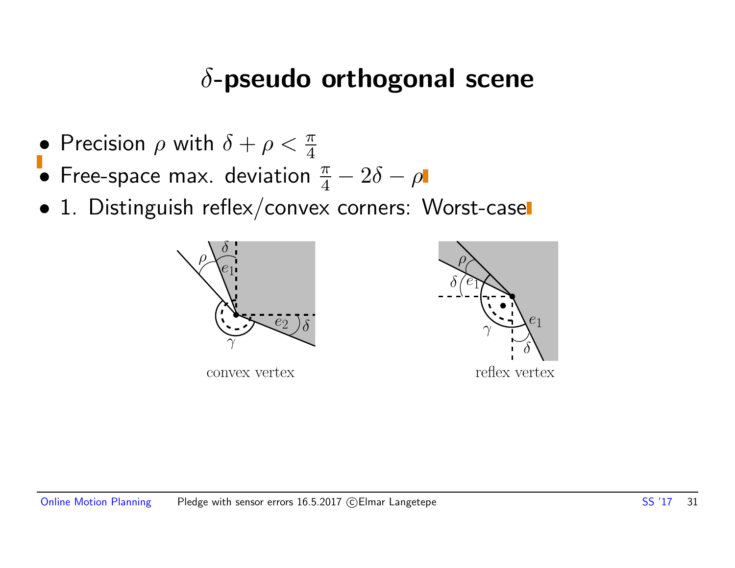# $\delta$-pseudo orthogonal scene

- Precision $\rho$ with $\delta + \rho < \frac{\pi}{4}$
- Free-space max. deviation $\frac{\pi}{4} - 2\delta - \rho$
- 1. Distinguish reflex/convex corners: Worst-case

convex vertex

reflex vertex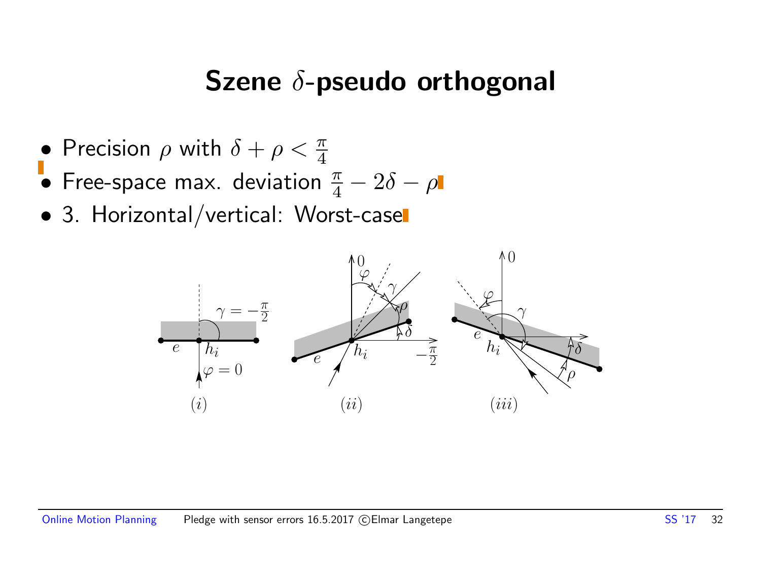# Szene $\delta$-pseudo orthogonal

- Precision $\rho$ with $\delta + \rho < \frac{\pi}{4}$
- Free-space max. deviation $\frac{\pi}{4} - 2\delta - \rho$
- 3. Horizontal/vertical: Worst-case

$(i)$ $(ii)$ $(iii)$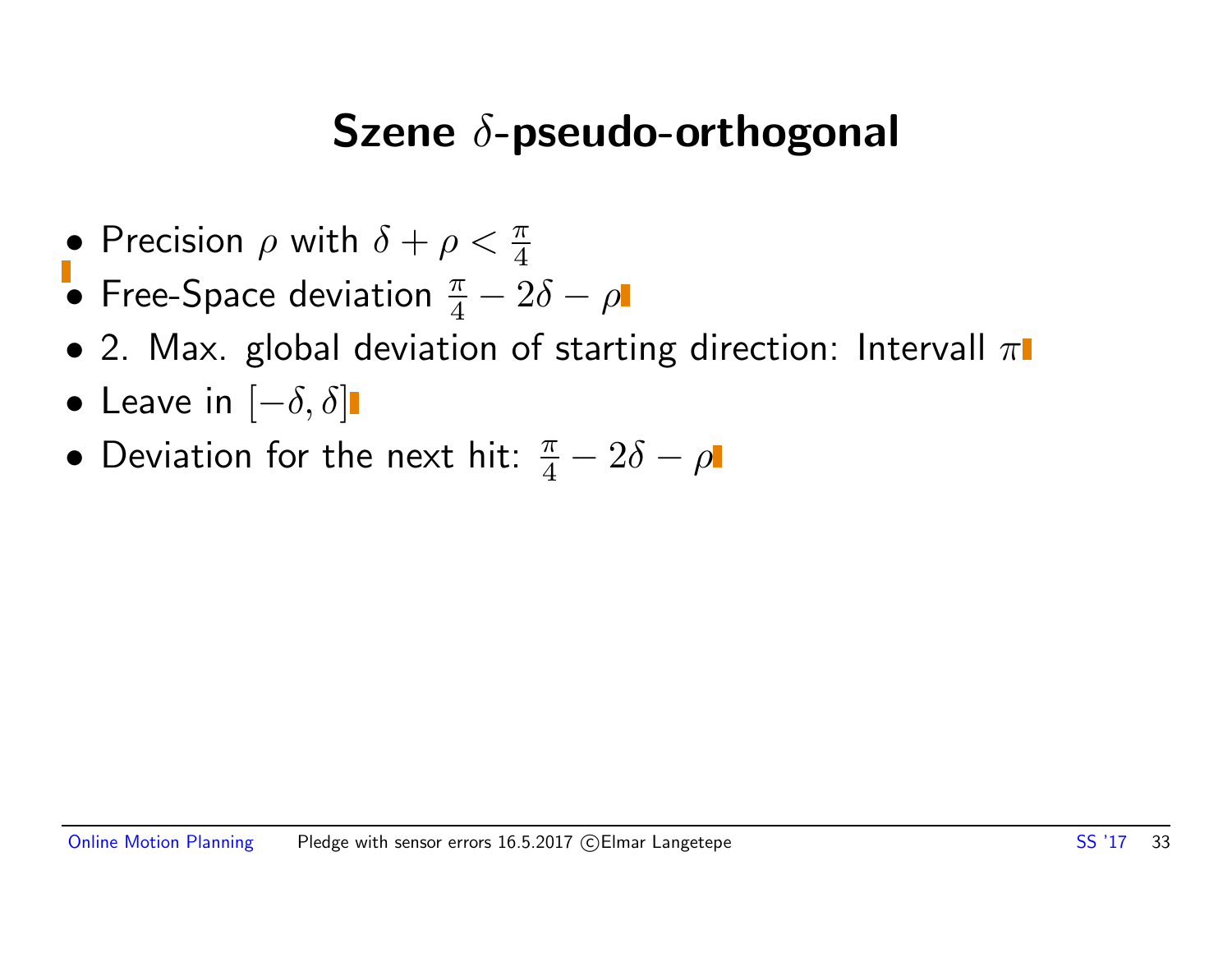# Szene $\delta$-pseudo-orthogonal

- Precision $\rho$ with $\delta + \rho < \frac{\pi}{4}$
- Free-Space deviation $\frac{\pi}{4} - 2\delta - \rho$
- 2. Max. global deviation of starting direction: Intervall $\pi$
- Leave in $[-\delta, \delta]$
- Deviation for the next hit: $\frac{\pi}{4} - 2\delta - \rho$